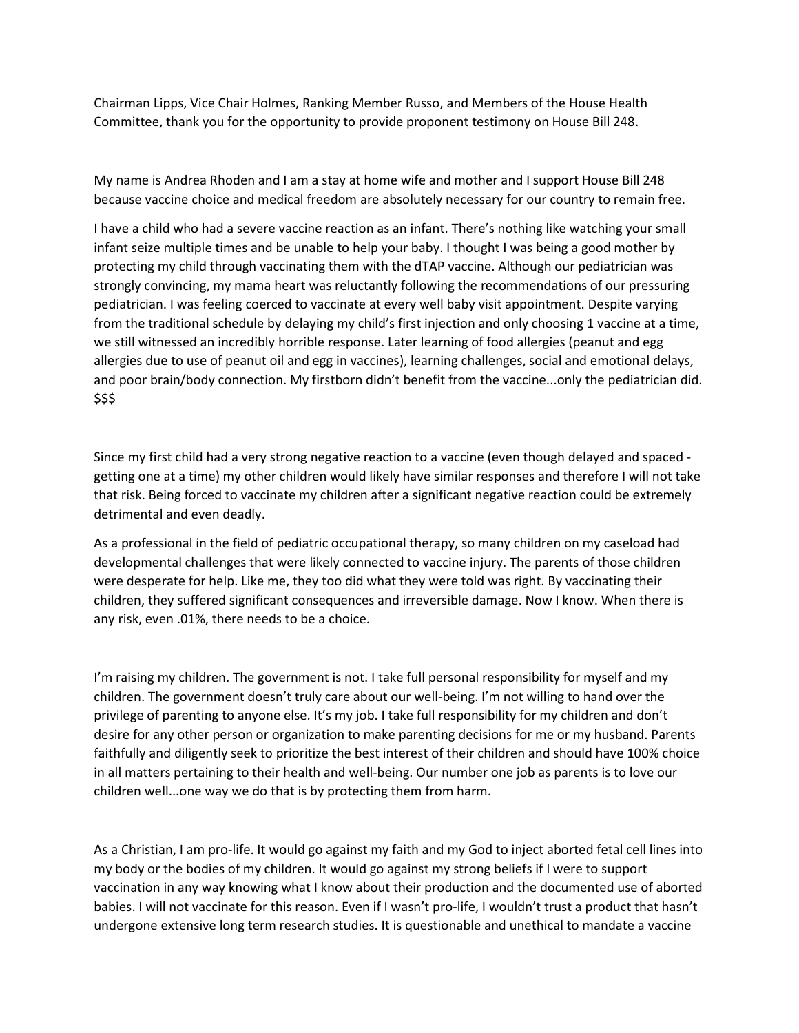Chairman Lipps, Vice Chair Holmes, Ranking Member Russo, and Members of the House Health Committee, thank you for the opportunity to provide proponent testimony on House Bill 248.

My name is Andrea Rhoden and I am a stay at home wife and mother and I support House Bill 248 because vaccine choice and medical freedom are absolutely necessary for our country to remain free.

I have a child who had a severe vaccine reaction as an infant. There's nothing like watching your small infant seize multiple times and be unable to help your baby. I thought I was being a good mother by protecting my child through vaccinating them with the dTAP vaccine. Although our pediatrician was strongly convincing, my mama heart was reluctantly following the recommendations of our pressuring pediatrician. I was feeling coerced to vaccinate at every well baby visit appointment. Despite varying from the traditional schedule by delaying my child's first injection and only choosing 1 vaccine at a time, we still witnessed an incredibly horrible response. Later learning of food allergies (peanut and egg allergies due to use of peanut oil and egg in vaccines), learning challenges, social and emotional delays, and poor brain/body connection. My firstborn didn't benefit from the vaccine...only the pediatrician did. $$$

Since my first child had a very strong negative reaction to a vaccine (even though delayed and spaced - getting one at a time) my other children would likely have similar responses and therefore I will not take that risk. Being forced to vaccinate my children after a significant negative reaction could be extremely detrimental and even deadly.

As a professional in the field of pediatric occupational therapy, so many children on my caseload had developmental challenges that were likely connected to vaccine injury. The parents of those children were desperate for help. Like me, they too did what they were told was right. By vaccinating their children, they suffered significant consequences and irreversible damage. Now I know. When there is any risk, even .01%, there needs to be a choice.

I'm raising my children. The government is not. I take full personal responsibility for myself and my children. The government doesn't truly care about our well-being. I'm not willing to hand over the privilege of parenting to anyone else. It's my job. I take full responsibility for my children and don't desire for any other person or organization to make parenting decisions for me or my husband. Parents faithfully and diligently seek to prioritize the best interest of their children and should have 100% choice in all matters pertaining to their health and well-being. Our number one job as parents is to love our children well...one way we do that is by protecting them from harm.

As a Christian, I am pro-life. It would go against my faith and my God to inject aborted fetal cell lines into my body or the bodies of my children. It would go against my strong beliefs if I were to support vaccination in any way knowing what I know about their production and the documented use of aborted babies. I will not vaccinate for this reason. Even if I wasn't pro-life, I wouldn't trust a product that hasn't undergone extensive long term research studies. It is questionable and unethical to mandate a vaccine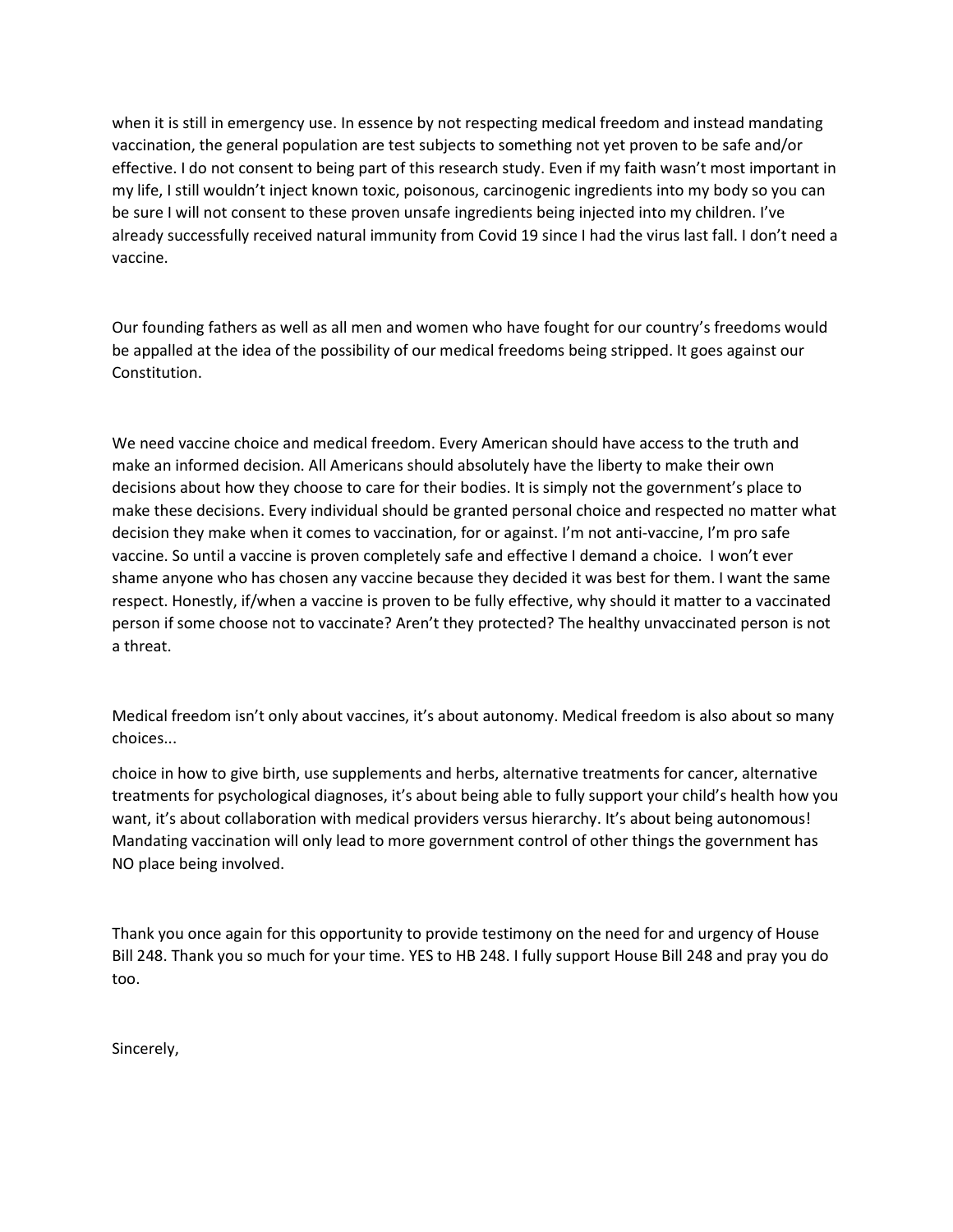when it is still in emergency use. In essence by not respecting medical freedom and instead mandating vaccination, the general population are test subjects to something not yet proven to be safe and/or effective. I do not consent to being part of this research study. Even if my faith wasn't most important in my life, I still wouldn't inject known toxic, poisonous, carcinogenic ingredients into my body so you can be sure I will not consent to these proven unsafe ingredients being injected into my children. I've already successfully received natural immunity from Covid 19 since I had the virus last fall. I don't need a vaccine.

Our founding fathers as well as all men and women who have fought for our country's freedoms would be appalled at the idea of the possibility of our medical freedoms being stripped. It goes against our Constitution.

We need vaccine choice and medical freedom. Every American should have access to the truth and make an informed decision. All Americans should absolutely have the liberty to make their own decisions about how they choose to care for their bodies. It is simply not the government's place to make these decisions. Every individual should be granted personal choice and respected no matter what decision they make when it comes to vaccination, for or against. I'm not anti-vaccine, I'm pro safe vaccine. So until a vaccine is proven completely safe and effective I demand a choice. I won't ever shame anyone who has chosen any vaccine because they decided it was best for them. I want the same respect. Honestly, if/when a vaccine is proven to be fully effective, why should it matter to a vaccinated person if some choose not to vaccinate? Aren't they protected? The healthy unvaccinated person is not a threat.

Medical freedom isn't only about vaccines, it's about autonomy. Medical freedom is also about so many choices...

choice in how to give birth, use supplements and herbs, alternative treatments for cancer, alternative treatments for psychological diagnoses, it's about being able to fully support your child's health how you want, it's about collaboration with medical providers versus hierarchy. It's about being autonomous! Mandating vaccination will only lead to more government control of other things the government has NO place being involved.

Thank you once again for this opportunity to provide testimony on the need for and urgency of House Bill 248. Thank you so much for your time. YES to HB 248. I fully support House Bill 248 and pray you do too.

Sincerely,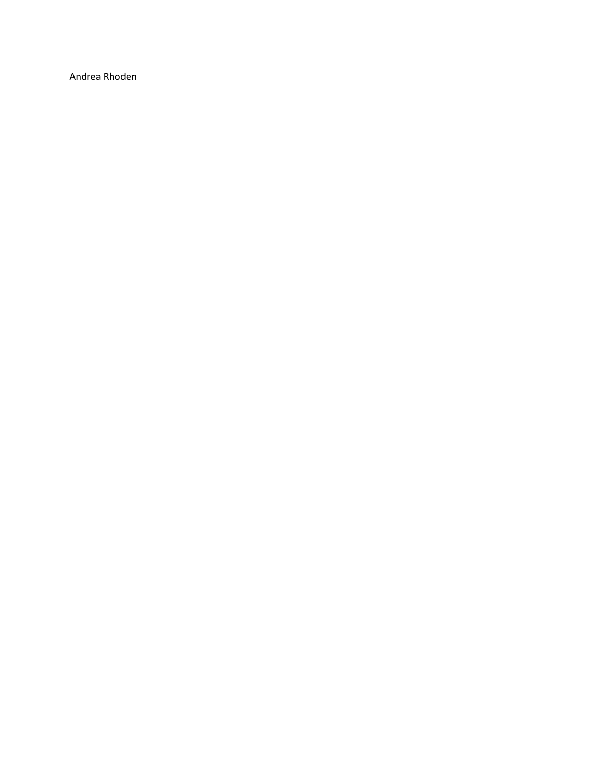Andrea Rhoden